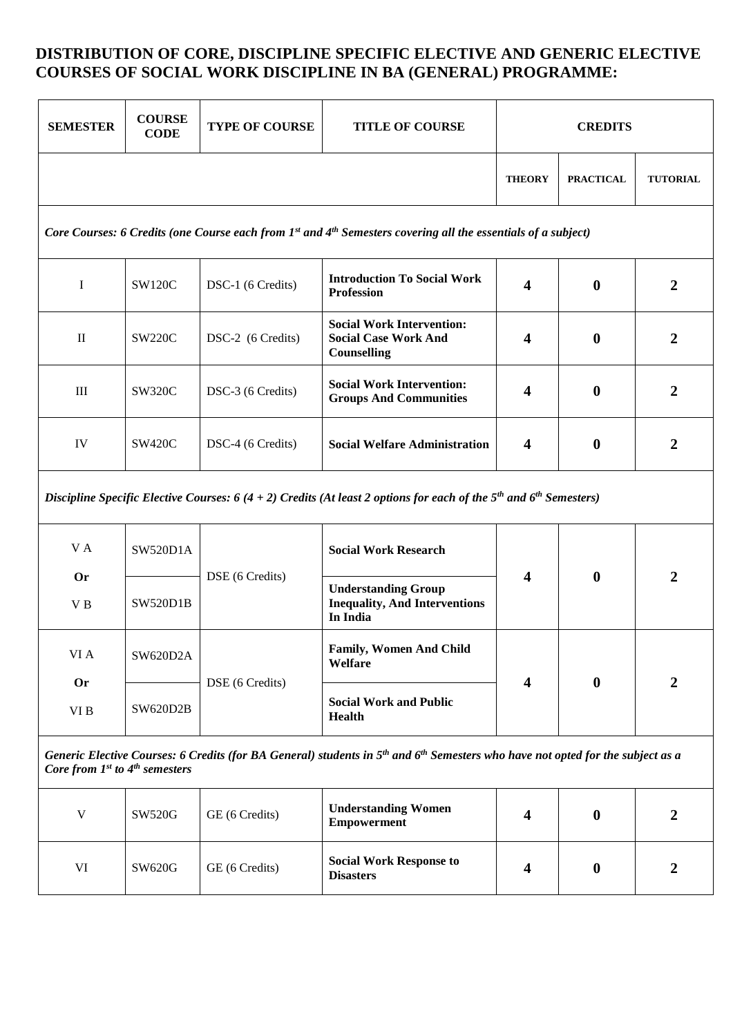## DISTRIBUTION OF CORE, DISCIPLINE SPECIFIC ELECTIVE AND GENERIC ELECTIVE COURSES OF SOCIAL WORK DISCIPLINE IN BA (GENERAL) PROGRAMME:

| SEMESTER | COURSE CODE | TYPE OF COURSE | TITLE OF COURSE | CREDITS | | |
|---|---|---|---|---|---|---|
| | | | | THEORY | PRACTICAL | TUTORIAL |
| *Core Courses: 6 Credits (one Course each from 1st and 4th Semesters covering all the essentials of a subject)* | | | | | | |
| I | SW120C | DSC-1 (6 Credits) | **Introduction To Social Work Profession** | **4** | **0** | **2** |
| II | SW220C | DSC-2 (6 Credits) | **Social Work Intervention: Social Case Work And Counselling** | **4** | **0** | **2** |
| III | SW320C | DSC-3 (6 Credits) | **Social Work Intervention: Groups And Communities** | **4** | **0** | **2** |
| IV | SW420C | DSC-4 (6 Credits) | **Social Welfare Administration** | **4** | **0** | **2** |
| *Discipline Specific Elective Courses: 6 (4 + 2) Credits (At least 2 options for each of the 5th and 6th Semesters)* | | | | | | |
| V A | SW520D1A | DSE (6 Credits) | **Social Work Research** | **4** | **0** | **2** |
| **Or** V B | SW520D1B | | **Understanding Group Inequality, And Interventions In India** | | | |
| VI A | SW620D2A | DSE (6 Credits) | **Family, Women And Child Welfare** | **4** | **0** | **2** |
| **Or** VI B | SW620D2B | | **Social Work and Public Health** | | | |
| *Generic Elective Courses: 6 Credits (for BA General) students in 5th and 6th Semesters who have not opted for the subject as a Core from 1st to 4th semesters* | | | | | | |
| V | SW520G | GE (6 Credits) | **Understanding Women Empowerment** | **4** | **0** | **2** |
| VI | SW620G | GE (6 Credits) | **Social Work Response to Disasters** | **4** | **0** | **2** |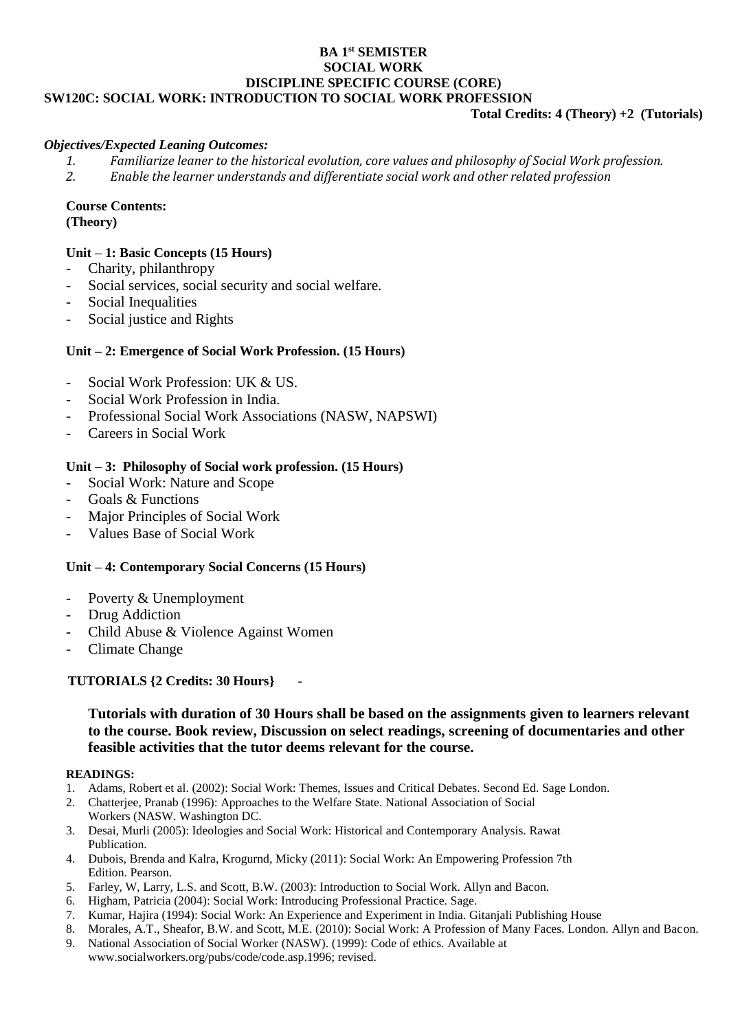**BA 1st SEMISTER**
**SOCIAL WORK**
**DISCIPLINE SPECIFIC COURSE (CORE)**

# SW120C: SOCIAL WORK: INTRODUCTION TO SOCIAL WORK PROFESSION

**Total Credits: 4 (Theory) +2 (Tutorials)**

***Objectives/Expected Leaning Outcomes:***

1. *Familiarize leaner to the historical evolution, core values and philosophy of Social Work profession.*
2. *Enable the learner understands and differentiate social work and other related profession*

**Course Contents:**
**(Theory)**

**Unit – 1: Basic Concepts (15 Hours)**

- Charity, philanthropy
- Social services, social security and social welfare.
- Social Inequalities
- Social justice and Rights

**Unit – 2: Emergence of Social Work Profession. (15 Hours)**

- Social Work Profession: UK & US.
- Social Work Profession in India.
- Professional Social Work Associations (NASW, NAPSWI)
- Careers in Social Work

**Unit – 3: Philosophy of Social work profession. (15 Hours)**

- Social Work: Nature and Scope
- Goals & Functions
- Major Principles of Social Work
- Values Base of Social Work

**Unit – 4: Contemporary Social Concerns (15 Hours)**

- Poverty & Unemployment
- Drug Addiction
- Child Abuse & Violence Against Women
- Climate Change

**TUTORIALS {2 Credits: 30 Hours}** -

**Tutorials with duration of 30 Hours shall be based on the assignments given to learners relevant to the course. Book review, Discussion on select readings, screening of documentaries and other feasible activities that the tutor deems relevant for the course.**

**READINGS:**

1. Adams, Robert et al. (2002): Social Work: Themes, Issues and Critical Debates. Second Ed. Sage London.
2. Chatterjee, Pranab (1996): Approaches to the Welfare State. National Association of Social Workers (NASW. Washington DC.
3. Desai, Murli (2005): Ideologies and Social Work: Historical and Contemporary Analysis. Rawat Publication.
4. Dubois, Brenda and Kalra, Krogurnd, Micky (2011): Social Work: An Empowering Profession 7th Edition. Pearson.
5. Farley, W, Larry, L.S. and Scott, B.W. (2003): Introduction to Social Work. Allyn and Bacon.
6. Higham, Patricia (2004): Social Work: Introducing Professional Practice. Sage.
7. Kumar, Hajira (1994): Social Work: An Experience and Experiment in India. Gitanjali Publishing House
8. Morales, A.T., Sheafor, B.W. and Scott, M.E. (2010): Social Work: A Profession of Many Faces. London. Allyn and Bacon.
9. National Association of Social Worker (NASW). (1999): Code of ethics. Available at www.socialworkers.org/pubs/code/code.asp.1996; revised.